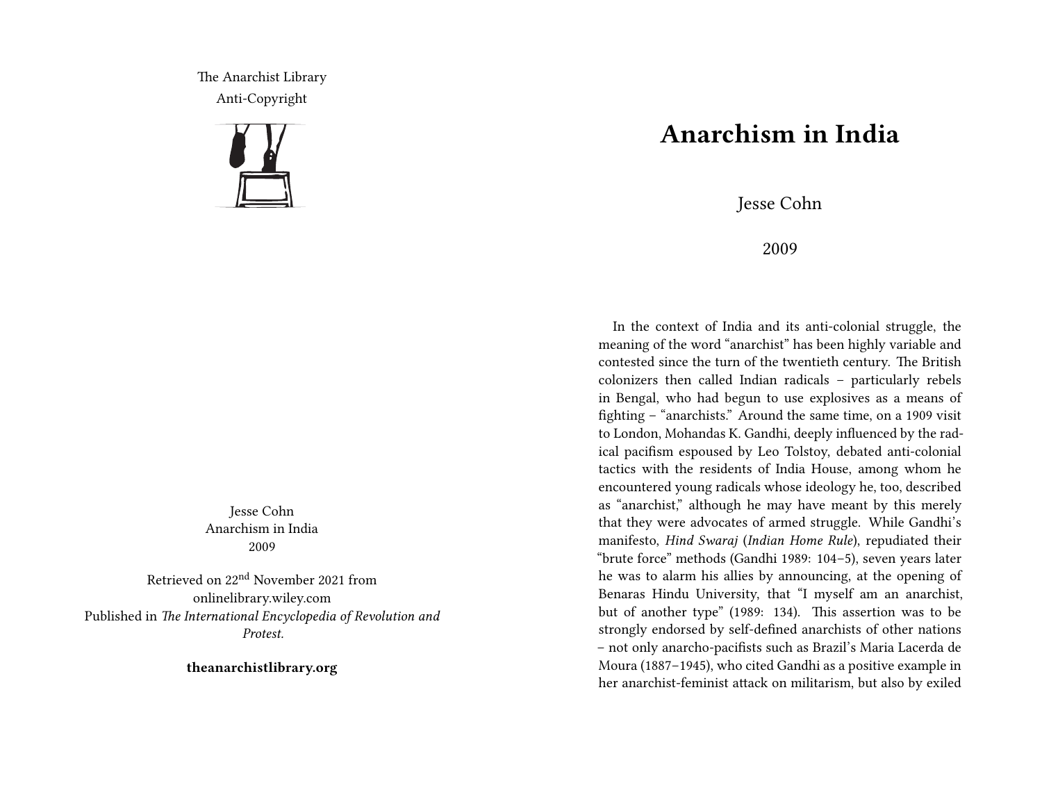The Anarchist Library
Anti-Copyright

Jesse Cohn
Anarchism in India
2009

Retrieved on 22nd November 2021 from onlinelibrary.wiley.com
Published in *The International Encyclopedia of Revolution and Protest.*

**theanarchistlibrary.org**

# Anarchism in India

Jesse Cohn

2009

In the context of India and its anti-colonial struggle, the meaning of the word "anarchist" has been highly variable and contested since the turn of the twentieth century. The British colonizers then called Indian radicals – particularly rebels in Bengal, who had begun to use explosives as a means of fighting – "anarchists." Around the same time, on a 1909 visit to London, Mohandas K. Gandhi, deeply influenced by the radical pacifism espoused by Leo Tolstoy, debated anti-colonial tactics with the residents of India House, among whom he encountered young radicals whose ideology he, too, described as "anarchist," although he may have meant by this merely that they were advocates of armed struggle. While Gandhi's manifesto, *Hind Swaraj* (*Indian Home Rule*), repudiated their "brute force" methods (Gandhi 1989: 104–5), seven years later he was to alarm his allies by announcing, at the opening of Benaras Hindu University, that "I myself am an anarchist, but of another type" (1989: 134). This assertion was to be strongly endorsed by self-defined anarchists of other nations – not only anarcho-pacifists such as Brazil's Maria Lacerda de Moura (1887–1945), who cited Gandhi as a positive example in her anarchist-feminist attack on militarism, but also by exiled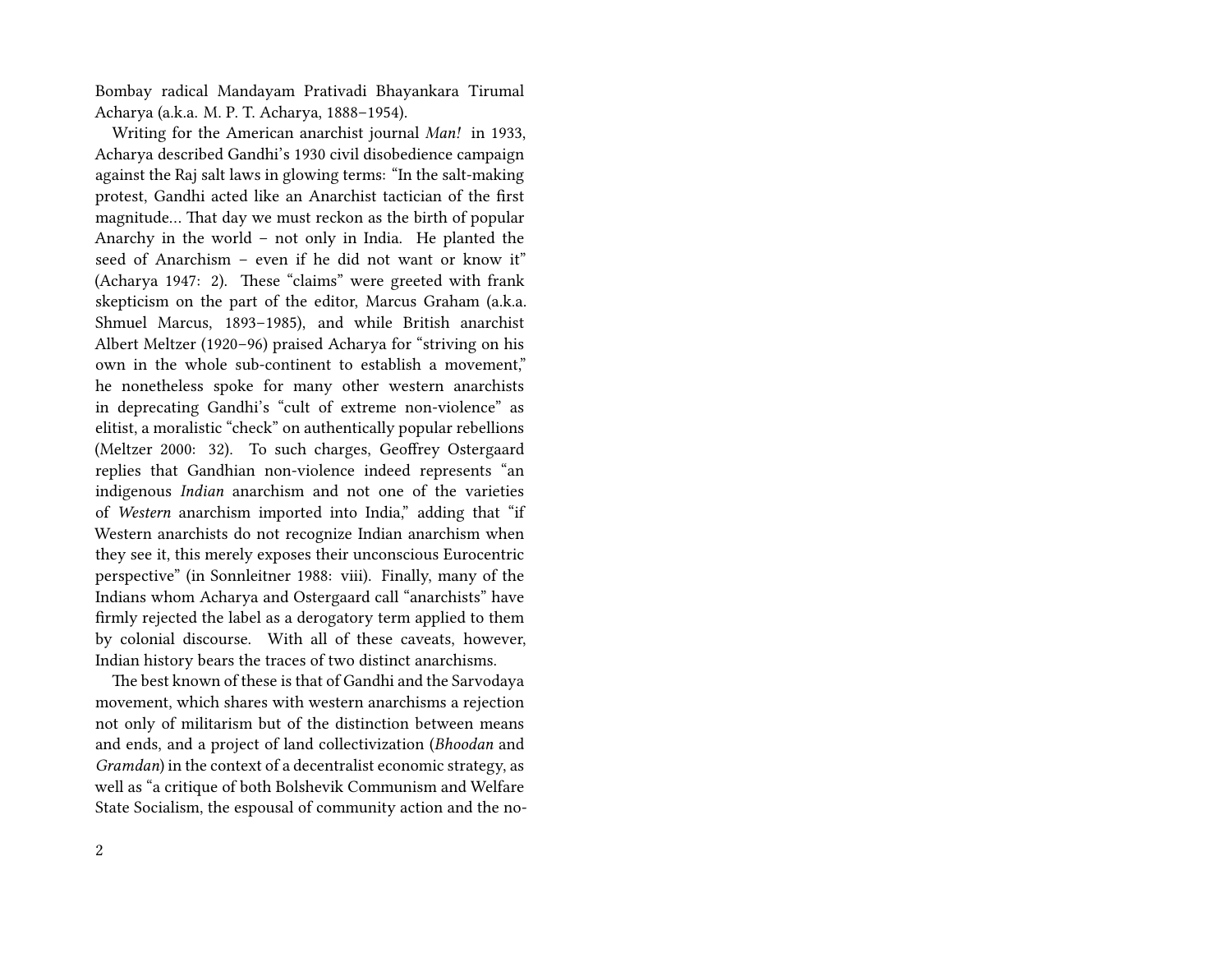Bombay radical Mandayam Prativadi Bhayankara Tirumal Acharya (a.k.a. M. P. T. Acharya, 1888–1954).

Writing for the American anarchist journal *Man!* in 1933, Acharya described Gandhi's 1930 civil disobedience campaign against the Raj salt laws in glowing terms: "In the salt-making protest, Gandhi acted like an Anarchist tactician of the first magnitude… That day we must reckon as the birth of popular Anarchy in the world – not only in India. He planted the seed of Anarchism – even if he did not want or know it" (Acharya 1947: 2). These "claims" were greeted with frank skepticism on the part of the editor, Marcus Graham (a.k.a. Shmuel Marcus, 1893–1985), and while British anarchist Albert Meltzer (1920–96) praised Acharya for "striving on his own in the whole sub-continent to establish a movement," he nonetheless spoke for many other western anarchists in deprecating Gandhi's "cult of extreme non-violence" as elitist, a moralistic "check" on authentically popular rebellions (Meltzer 2000: 32). To such charges, Geoffrey Ostergaard replies that Gandhian non-violence indeed represents "an indigenous *Indian* anarchism and not one of the varieties of *Western* anarchism imported into India," adding that "if Western anarchists do not recognize Indian anarchism when they see it, this merely exposes their unconscious Eurocentric perspective" (in Sonnleitner 1988: viii). Finally, many of the Indians whom Acharya and Ostergaard call "anarchists" have firmly rejected the label as a derogatory term applied to them by colonial discourse. With all of these caveats, however, Indian history bears the traces of two distinct anarchisms.

The best known of these is that of Gandhi and the Sarvodaya movement, which shares with western anarchisms a rejection not only of militarism but of the distinction between means and ends, and a project of land collectivization (*Bhoodan* and *Gramdan*) in the context of a decentralist economic strategy, as well as "a critique of both Bolshevik Communism and Welfare State Socialism, the espousal of community action and the no-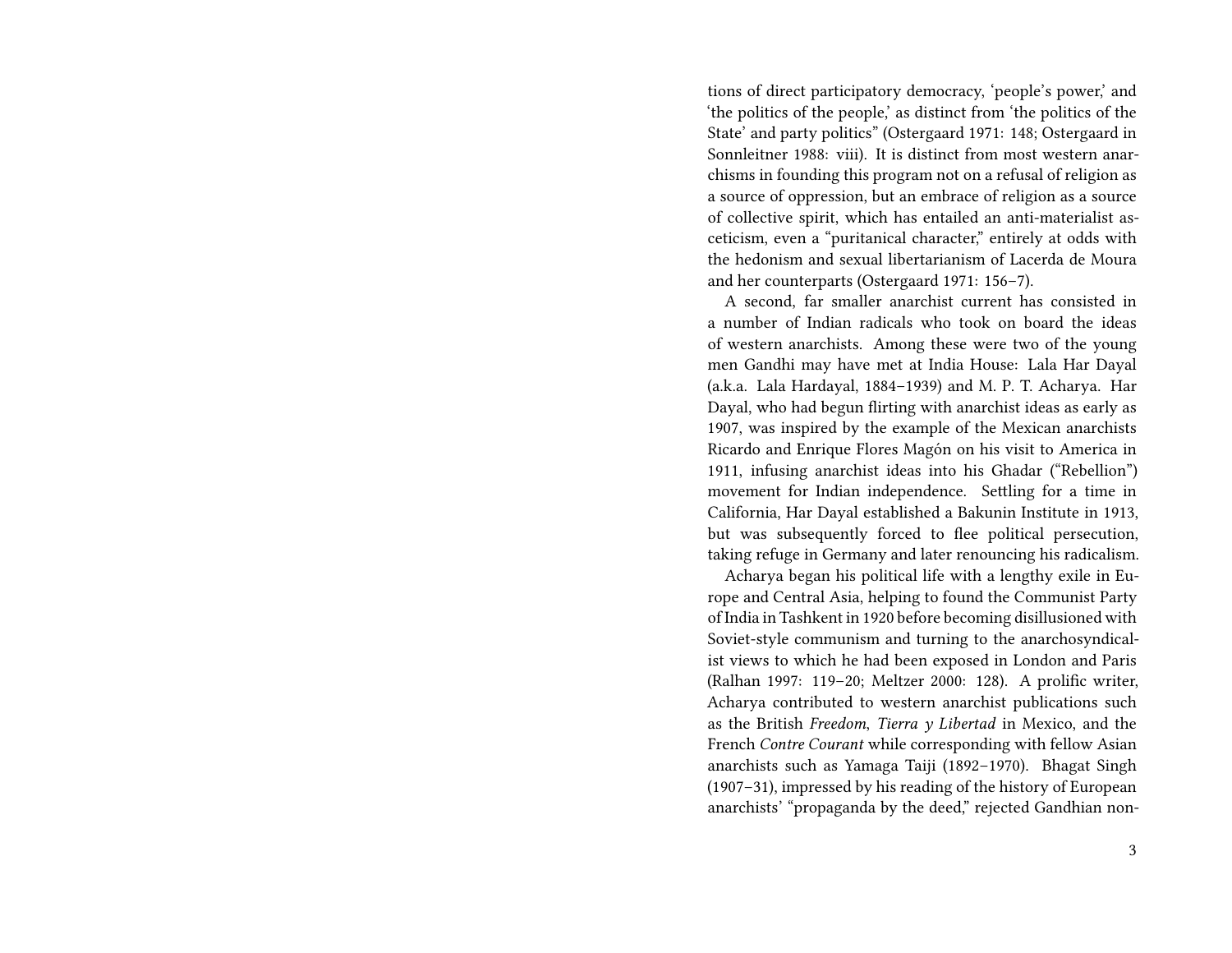tions of direct participatory democracy, 'people's power,' and 'the politics of the people,' as distinct from 'the politics of the State' and party politics" (Ostergaard 1971: 148; Ostergaard in Sonnleitner 1988: viii). It is distinct from most western anarchisms in founding this program not on a refusal of religion as a source of oppression, but an embrace of religion as a source of collective spirit, which has entailed an anti-materialist asceticism, even a "puritanical character," entirely at odds with the hedonism and sexual libertarianism of Lacerda de Moura and her counterparts (Ostergaard 1971: 156–7).

A second, far smaller anarchist current has consisted in a number of Indian radicals who took on board the ideas of western anarchists. Among these were two of the young men Gandhi may have met at India House: Lala Har Dayal (a.k.a. Lala Hardayal, 1884–1939) and M. P. T. Acharya. Har Dayal, who had begun flirting with anarchist ideas as early as 1907, was inspired by the example of the Mexican anarchists Ricardo and Enrique Flores Magón on his visit to America in 1911, infusing anarchist ideas into his Ghadar ("Rebellion") movement for Indian independence. Settling for a time in California, Har Dayal established a Bakunin Institute in 1913, but was subsequently forced to flee political persecution, taking refuge in Germany and later renouncing his radicalism.

Acharya began his political life with a lengthy exile in Europe and Central Asia, helping to found the Communist Party of India in Tashkent in 1920 before becoming disillusioned with Soviet-style communism and turning to the anarchosyndicalist views to which he had been exposed in London and Paris (Ralhan 1997: 119–20; Meltzer 2000: 128). A prolific writer, Acharya contributed to western anarchist publications such as the British *Freedom*, *Tierra y Libertad* in Mexico, and the French *Contre Courant* while corresponding with fellow Asian anarchists such as Yamaga Taiji (1892–1970). Bhagat Singh (1907–31), impressed by his reading of the history of European anarchists' "propaganda by the deed," rejected Gandhian non-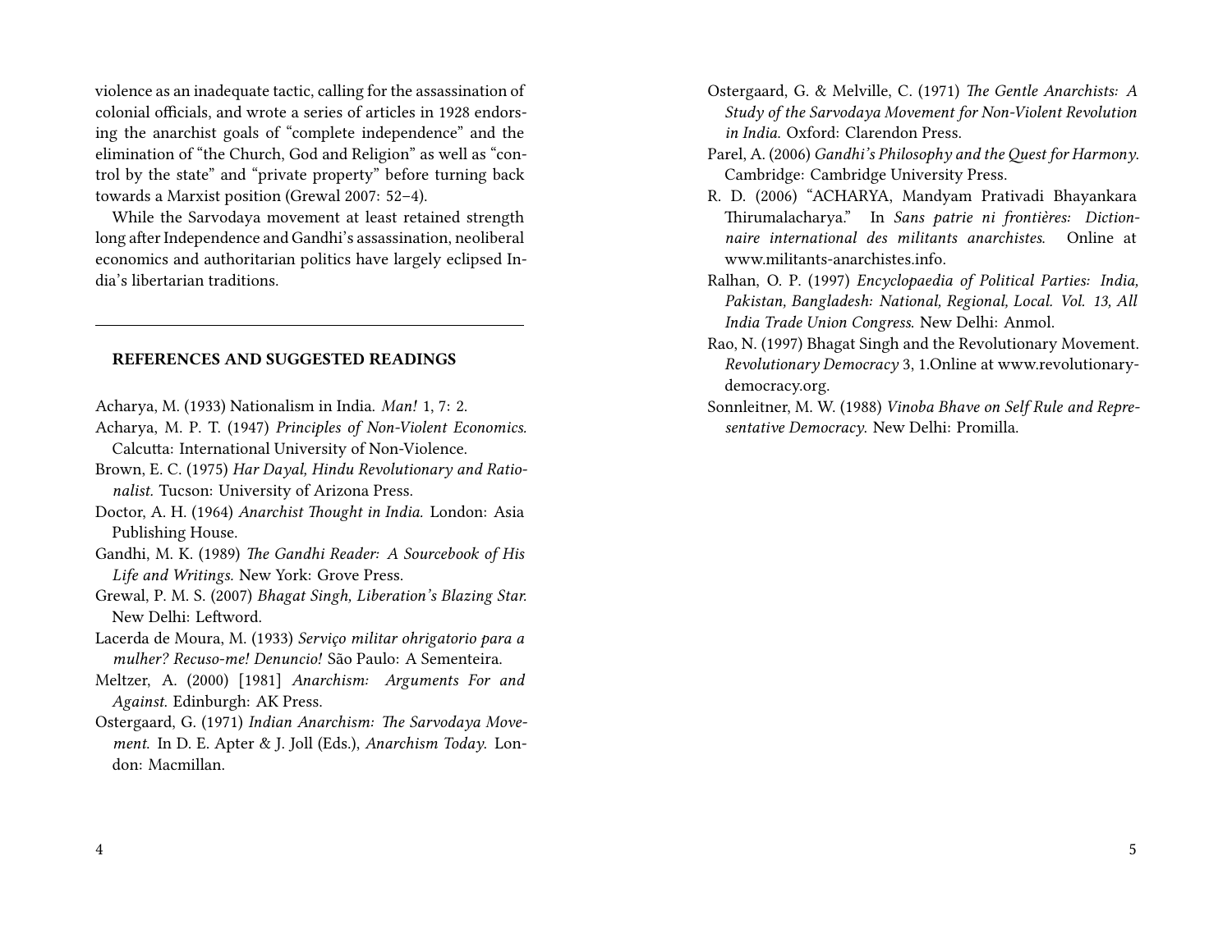violence as an inadequate tactic, calling for the assassination of colonial officials, and wrote a series of articles in 1928 endorsing the anarchist goals of "complete independence" and the elimination of "the Church, God and Religion" as well as "control by the state" and "private property" before turning back towards a Marxist position (Grewal 2007: 52–4).

While the Sarvodaya movement at least retained strength long after Independence and Gandhi's assassination, neoliberal economics and authoritarian politics have largely eclipsed India's libertarian traditions.

---

### REFERENCES AND SUGGESTED READINGS

Acharya, M. (1933) Nationalism in India. *Man!* 1, 7: 2.

Acharya, M. P. T. (1947) *Principles of Non-Violent Economics.* Calcutta: International University of Non-Violence.

Brown, E. C. (1975) *Har Dayal, Hindu Revolutionary and Rationalist.* Tucson: University of Arizona Press.

Doctor, A. H. (1964) *Anarchist Thought in India.* London: Asia Publishing House.

Gandhi, M. K. (1989) *The Gandhi Reader: A Sourcebook of His Life and Writings.* New York: Grove Press.

Grewal, P. M. S. (2007) *Bhagat Singh, Liberation's Blazing Star.* New Delhi: Leftword.

Lacerda de Moura, M. (1933) *Serviço militar ohrigatorio para a mulher? Recuso-me! Denuncio!* São Paulo: A Sementeira.

Meltzer, A. (2000) [1981] *Anarchism: Arguments For and Against.* Edinburgh: AK Press.

Ostergaard, G. (1971) *Indian Anarchism: The Sarvodaya Movement.* In D. E. Apter & J. Joll (Eds.), *Anarchism Today.* London: Macmillan.

Ostergaard, G. & Melville, C. (1971) *The Gentle Anarchists: A Study of the Sarvodaya Movement for Non-Violent Revolution in India.* Oxford: Clarendon Press.

Parel, A. (2006) *Gandhi's Philosophy and the Quest for Harmony.* Cambridge: Cambridge University Press.

R. D. (2006) "ACHARYA, Mandyam Prativadi Bhayankara Thirumalacharya." In *Sans patrie ni frontières: Dictionnaire international des militants anarchistes.* Online at www.militants-anarchistes.info.

Ralhan, O. P. (1997) *Encyclopaedia of Political Parties: India, Pakistan, Bangladesh: National, Regional, Local. Vol. 13, All India Trade Union Congress.* New Delhi: Anmol.

Rao, N. (1997) Bhagat Singh and the Revolutionary Movement. *Revolutionary Democracy* 3, 1.Online at www.revolutionarydemocracy.org.

Sonnleitner, M. W. (1988) *Vinoba Bhave on Self Rule and Representative Democracy.* New Delhi: Promilla.